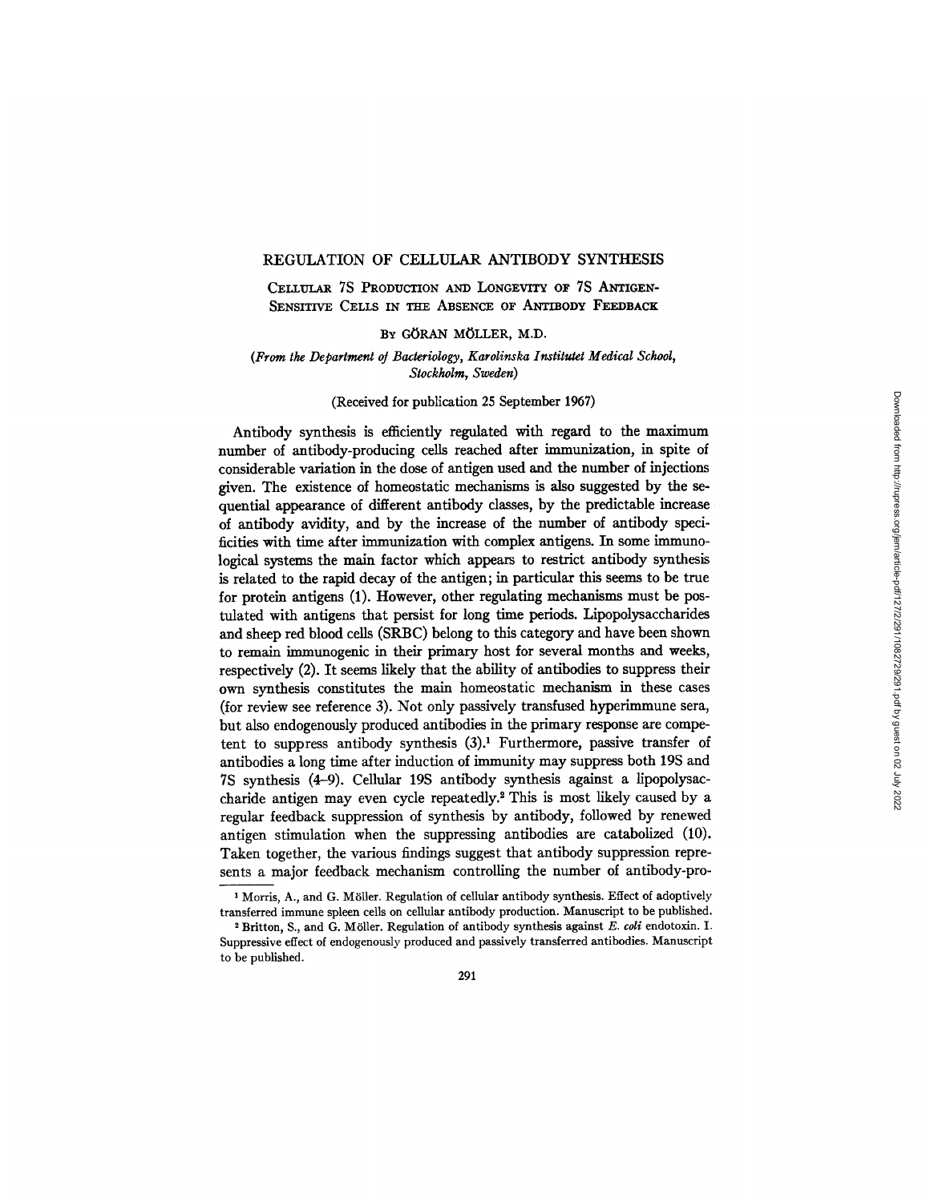# REGULATION OF CELLULAR ANTIBODY SYNTHESIS

## Cellular 7S Production and Longevity of 7S Antigen-Sensitive Cells in the Absence of Antibody Feedback

By GÖRAN MÖLLER, M.D.

*(From the Department of Bacteriology, Karolinska Institutet Medical School, Stockholm, Sweden)*

(Received for publication 25 September 1967)

Antibody synthesis is efficiently regulated with regard to the maximum number of antibody-producing cells reached after immunization, in spite of considerable variation in the dose of antigen used and the number of injections given. The existence of homeostatic mechanisms is also suggested by the sequential appearance of different antibody classes, by the predictable increase of antibody avidity, and by the increase of the number of antibody specificities with time after immunization with complex antigens. In some immunological systems the main factor which appears to restrict antibody synthesis is related to the rapid decay of the antigen; in particular this seems to be true for protein antigens (1). However, other regulating mechanisms must be postulated with antigens that persist for long time periods. Lipopolysaccharides and sheep red blood cells (SRBC) belong to this category and have been shown to remain immunogenic in their primary host for several months and weeks, respectively (2). It seems likely that the ability of antibodies to suppress their own synthesis constitutes the main homeostatic mechanism in these cases (for review see reference 3). Not only passively transfused hyperimmune sera, but also endogenously produced antibodies in the primary response are competent to suppress antibody synthesis (3).[1] Furthermore, passive transfer of antibodies a long time after induction of immunity may suppress both 19S and 7S synthesis (4–9). Cellular 19S antibody synthesis against a lipopolysaccharide antigen may even cycle repeatedly.[2] This is most likely caused by a regular feedback suppression of synthesis by antibody, followed by renewed antigen stimulation when the suppressing antibodies are catabolized (10). Taken together, the various findings suggest that antibody suppression represents a major feedback mechanism controlling the number of antibody-pro-

---

[1] Morris, A., and G. Möller. Regulation of cellular antibody synthesis. Effect of adoptively transferred immune spleen cells on cellular antibody production. Manuscript to be published.

[2] Britton, S., and G. Möller. Regulation of antibody synthesis against *E. coli* endotoxin. I. Suppressive effect of endogenously produced and passively transferred antibodies. Manuscript to be published.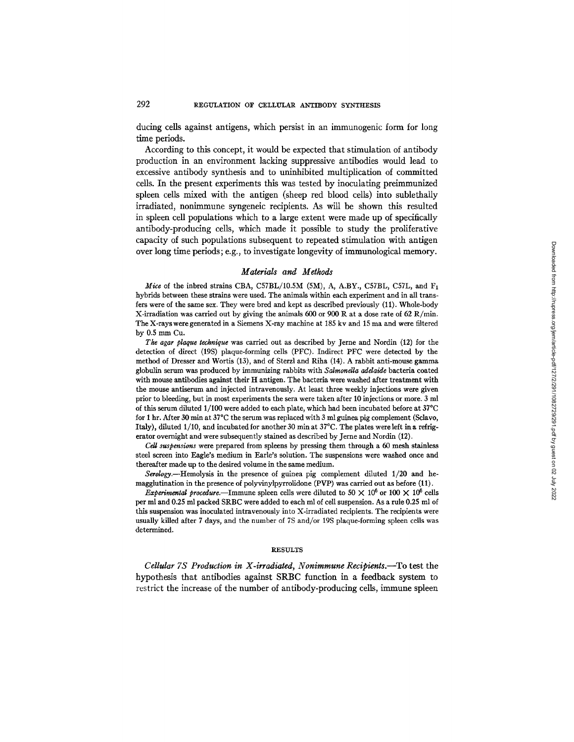ducing cells against antigens, which persist in an immunogenic form for long time periods.

According to this concept, it would be expected that stimulation of antibody production in an environment lacking suppressive antibodies would lead to excessive antibody synthesis and to uninhibited multiplication of committed cells. In the present experiments this was tested by inoculating preimmunized spleen cells mixed with the antigen (sheep red blood cells) into sublethally irradiated, nonimmune syngeneic recipients. As will be shown this resulted in spleen cell populations which to a large extent were made up of specifically antibody-producing cells, which made it possible to study the proliferative capacity of such populations subsequent to repeated stimulation with antigen over long time periods; e.g., to investigate longevity of immunological memory.

## *Materials and Methods*

*Mice* of the inbred strains CBA, C57BL/10.5M (5M), A, A.BY., C57BL, C57L, and $F_1$ hybrids between these strains were used. The animals within each experiment and in all transfers were of the same sex. They were bred and kept as described previously (11). Whole-body X-irradiation was carried out by giving the animals 600 or 900 R at a dose rate of 62 R/min. The X-rays were generated in a Siemens X-ray machine at 185 kv and 15 ma and were filtered by 0.5 mm Cu.

*The agar plaque technique* was carried out as described by Jerne and Nordin (12) for the detection of direct (19S) plaque-forming cells (PFC). Indirect PFC were detected by the method of Dresser and Wortis (13), and of Sterzl and Riha (14). A rabbit anti-mouse gamma globulin serum was produced by immunizing rabbits with *Salmonella adelaide* bacteria coated with mouse antibodies against their H antigen. The bacteria were washed after treatment with the mouse antiserum and injected intravenously. At least three weekly injections were given prior to bleeding, but in most experiments the sera were taken after 10 injections or more. 3 ml of this serum diluted 1/100 were added to each plate, which had been incubated before at 37°C for 1 hr. After 30 min at 37°C the serum was replaced with 3 ml guinea pig complement (Sclavo, Italy), diluted 1/10, and incubated for another 30 min at 37°C. The plates were left in a refrigerator overnight and were subsequently stained as described by Jerne and Nordin (12).

*Cell suspensions* were prepared from spleens by pressing them through a 60 mesh stainless steel screen into Eagle's medium in Earle's solution. The suspensions were washed once and thereafter made up to the desired volume in the same medium.

*Serology*.—Hemolysis in the presence of guinea pig complement diluted 1/20 and hemagglutination in the presence of polyvinylpyrrolidone (PVP) was carried out as before (11).

*Experimental procedure*.—Immune spleen cells were diluted to $50 \times 10^6$ or $100 \times 10^6$ cells per ml and 0.25 ml packed SRBC were added to each ml of cell suspension. As a rule 0.25 ml of this suspension was inoculated intravenously into X-irradiated recipients. The recipients were usually killed after 7 days, and the number of 7S and/or 19S plaque-forming spleen cells was determined.

## RESULTS

*Cellular 7S Production in X-irradiated, Nonimmune Recipients*.—To test the hypothesis that antibodies against SRBC function in a feedback system to restrict the increase of the number of antibody-producing cells, immune spleen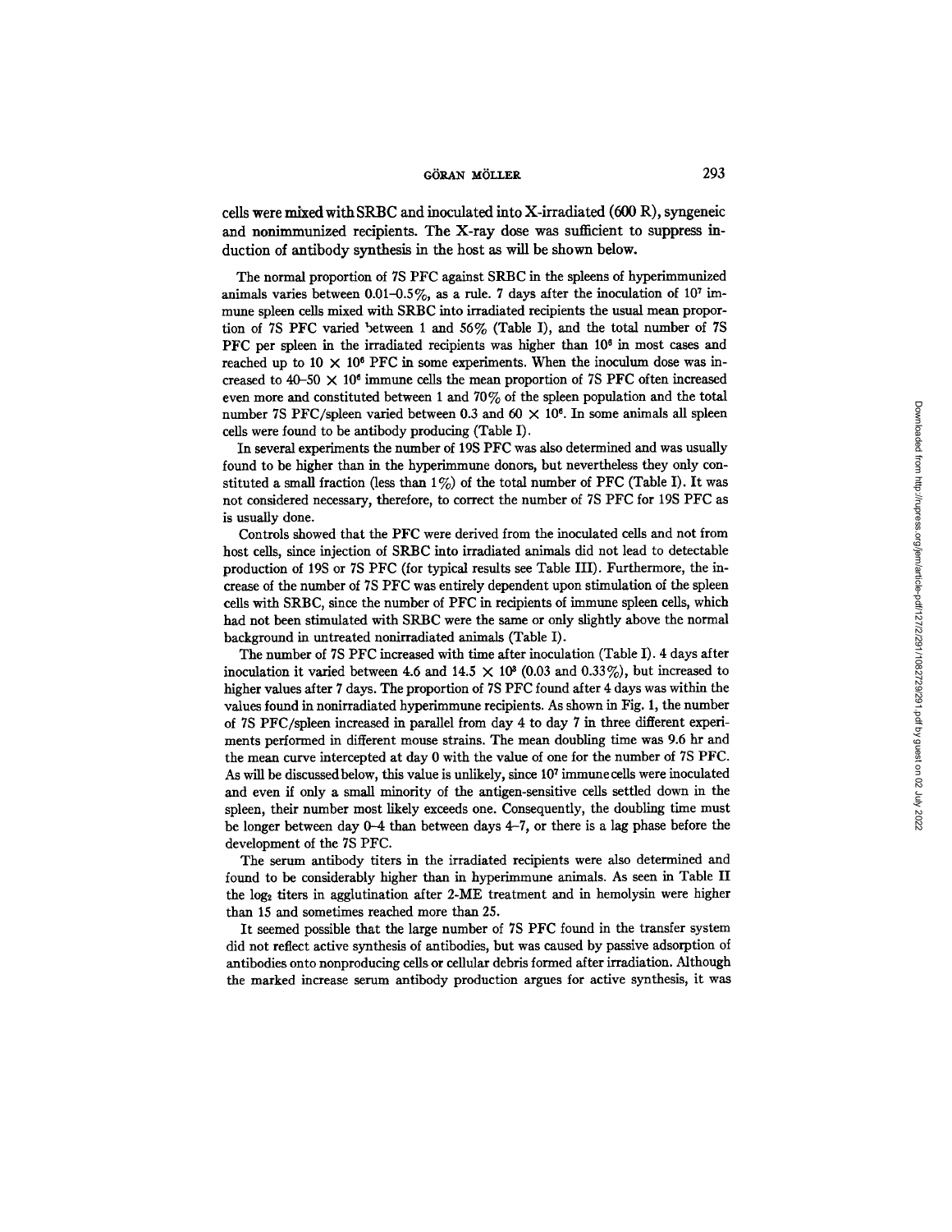cells were mixed with SRBC and inoculated into X-irradiated (600 R), syngeneic and nonimmunized recipients. The X-ray dose was sufficient to suppress induction of antibody synthesis in the host as will be shown below.

The normal proportion of 7S PFC against SRBC in the spleens of hyperimmunized animals varies between 0.01–0.5%, as a rule. 7 days after the inoculation of $10^7$ immune spleen cells mixed with SRBC into irradiated recipients the usual mean proportion of 7S PFC varied between 1 and 56% (Table I), and the total number of 7S PFC per spleen in the irradiated recipients was higher than $10^6$ in most cases and reached up to $10 \times 10^6$ PFC in some experiments. When the inoculum dose was increased to $40–50 \times 10^6$ immune cells the mean proportion of 7S PFC often increased even more and constituted between 1 and 70% of the spleen population and the total number 7S PFC/spleen varied between 0.3 and $60 \times 10^6$. In some animals all spleen cells were found to be antibody producing (Table I).

In several experiments the number of 19S PFC was also determined and was usually found to be higher than in the hyperimmune donors, but nevertheless they only constituted a small fraction (less than 1%) of the total number of PFC (Table I). It was not considered necessary, therefore, to correct the number of 7S PFC for 19S PFC as is usually done.

Controls showed that the PFC were derived from the inoculated cells and not from host cells, since injection of SRBC into irradiated animals did not lead to detectable production of 19S or 7S PFC (for typical results see Table III). Furthermore, the increase of the number of 7S PFC was entirely dependent upon stimulation of the spleen cells with SRBC, since the number of PFC in recipients of immune spleen cells, which had not been stimulated with SRBC were the same or only slightly above the normal background in untreated nonirradiated animals (Table I).

The number of 7S PFC increased with time after inoculation (Table I). 4 days after inoculation it varied between 4.6 and $14.5 \times 10^3$ (0.03 and 0.33%), but increased to higher values after 7 days. The proportion of 7S PFC found after 4 days was within the values found in nonirradiated hyperimmune recipients. As shown in Fig. 1, the number of 7S PFC/spleen increased in parallel from day 4 to day 7 in three different experiments performed in different mouse strains. The mean doubling time was 9.6 hr and the mean curve intercepted at day 0 with the value of one for the number of 7S PFC. As will be discussed below, this value is unlikely, since $10^7$ immune cells were inoculated and even if only a small minority of the antigen-sensitive cells settled down in the spleen, their number most likely exceeds one. Consequently, the doubling time must be longer between day 0–4 than between days 4–7, or there is a lag phase before the development of the 7S PFC.

The serum antibody titers in the irradiated recipients were also determined and found to be considerably higher than in hyperimmune animals. As seen in Table II the $\log_2$ titers in agglutination after 2-ME treatment and in hemolysin were higher than 15 and sometimes reached more than 25.

It seemed possible that the large number of 7S PFC found in the transfer system did not reflect active synthesis of antibodies, but was caused by passive adsorption of antibodies onto nonproducing cells or cellular debris formed after irradiation. Although the marked increase serum antibody production argues for active synthesis, it was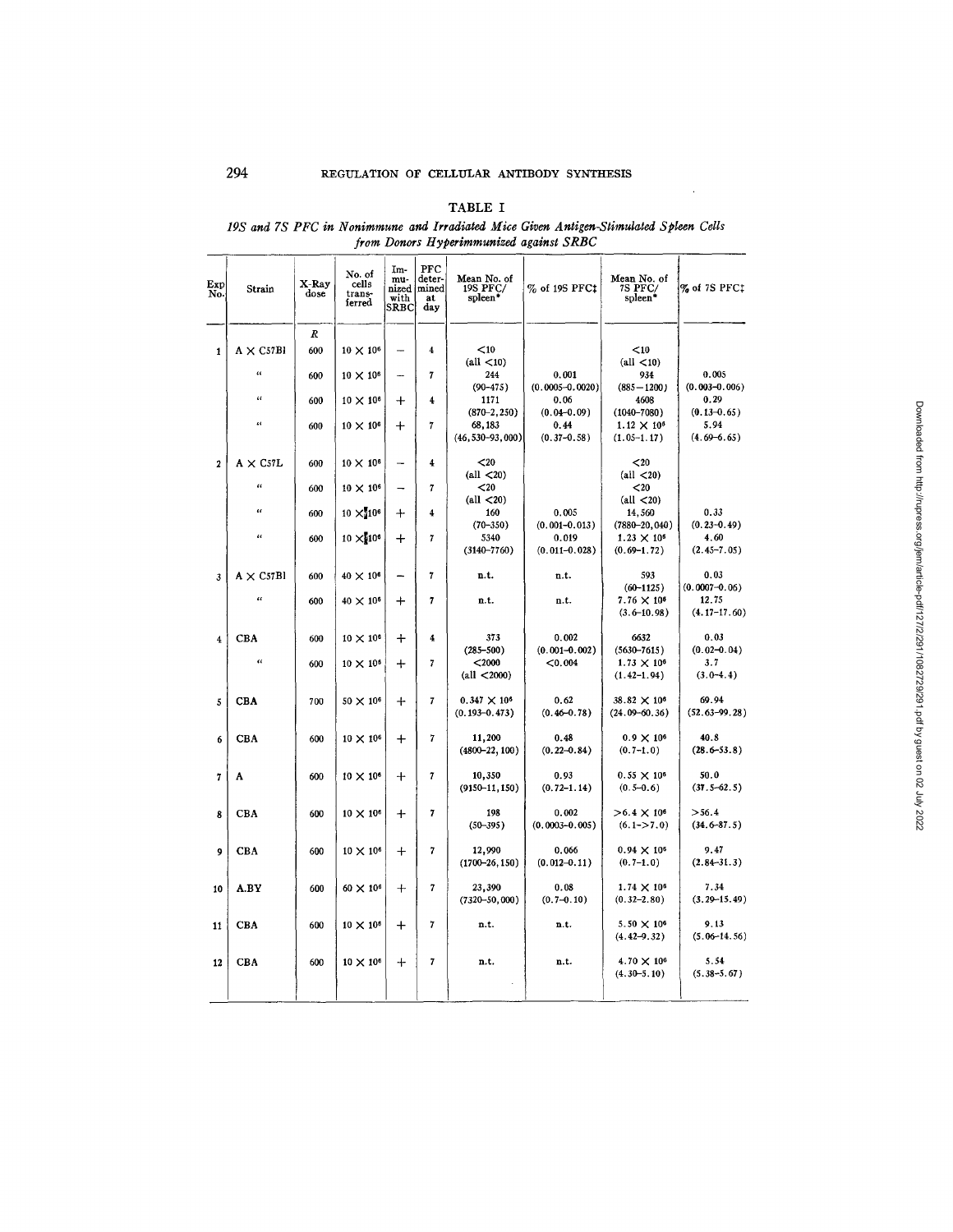TABLE I

*19S and 7S PFC in Nonimmune and Irradiated Mice Given Antigen-Stimulated Spleen Cells from Donors Hyperimmunized against SRBC*

| Exp No. | Strain | X-Ray dose | No. of cells transferred | Immunized with SRBC | PFC determined at day | Mean No. of 19S PFC/spleen* | % of 19S PFC‡ | Mean No. of 7S PFC/spleen* | % of 7S PFC‡ |
|---|---|---|---|---|---|---|---|---|---|
| | | *R* | | | | | | | |
| 1 | A × C57Bl | 600 | $10 \times 10^6$ | − | 4 | <10 (all <10) | | <10 (all <10) | |
| | " | 600 | $10 \times 10^6$ | − | 7 | 244 (90–475) | 0.001 (0.0005–0.0020) | 934 (885–1200) | 0.005 (0.003–0.006) |
| | " | 600 | $10 \times 10^6$ | + | 4 | 1171 (870–2,250) | 0.06 (0.04–0.09) | 4608 (1040–7080) | 0.29 (0.13–0.65) |
| | " | 600 | $10 \times 10^6$ | + | 7 | 68,183 (46,530–93,000) | 0.44 (0.37–0.58) | $1.12 \times 10^6$ (1.05–1.17) | 5.94 (4.69–6.65) |
| 2 | A × C57L | 600 | $10 \times 10^6$ | − | 4 | <20 (all <20) | | <20 (all <20) | |
| | " | 600 | $10 \times 10^6$ | − | 7 | <20 (all <20) | | <20 (all <20) | |
| | " | 600 | $10 \times 10^6$ | + | 4 | 160 (70–350) | 0.005 (0.001–0.013) | 14,560 (7880–20,040) | 0.33 (0.23–0.49) |
| | " | 600 | $10 \times 10^6$ | + | 7 | 5340 (3140–7760) | 0.019 (0.011–0.028) | $1.23 \times 10^6$ (0.69–1.72) | 4.60 (2.45–7.05) |
| 3 | A × C57Bl | 600 | $40 \times 10^6$ | − | 7 | n.t. | n.t. | 593 (60–1125) | 0.03 (0.0007–0.06) |
| | " | 600 | $40 \times 10^6$ | + | 7 | n.t. | n.t. | $7.76 \times 10^6$ (3.6–10.98) | 12.75 (4.17–17.60) |
| 4 | CBA | 600 | $10 \times 10^6$ | + | 4 | 373 (285–500) | 0.002 (0.001–0.002) | 6632 (5630–7615) | 0.03 (0.02–0.04) |
| | " | 600 | $10 \times 10^6$ | + | 7 | <2000 (all <2000) | <0.004 | $1.73 \times 10^6$ (1.42–1.94) | 3.7 (3.0–4.4) |
| 5 | CBA | 700 | $50 \times 10^6$ | + | 7 | $0.347 \times 10^6$ (0.193–0.473) | 0.62 (0.46–0.78) | $38.82 \times 10^6$ (24.09–60.36) | 69.94 (52.63–99.28) |
| 6 | CBA | 600 | $10 \times 10^6$ | + | 7 | 11,200 (4800–22,100) | 0.48 (0.22–0.84) | $0.9 \times 10^6$ (0.7–1.0) | 40.8 (28.6–53.8) |
| 7 | A | 600 | $10 \times 10^6$ | + | 7 | 10,350 (9150–11,150) | 0.93 (0.72–1.14) | $0.55 \times 10^6$ (0.5–0.6) | 50.0 (37.5–62.5) |
| 8 | CBA | 600 | $10 \times 10^6$ | + | 7 | 198 (50–395) | 0.002 (0.0003–0.005) | $>6.4 \times 10^6$ (6.1–>7.0) | >56.4 (34.6–87.5) |
| 9 | CBA | 600 | $10 \times 10^6$ | + | 7 | 12,990 (1700–26,150) | 0.066 (0.012–0.11) | $0.94 \times 10^6$ (0.7–1.0) | 9.47 (2.84–31.3) |
| 10 | A.BY | 600 | $60 \times 10^6$ | + | 7 | 23,390 (7320–50,000) | 0.08 (0.7–0.10) | $1.74 \times 10^6$ (0.32–2.80) | 7.34 (3.29–15.49) |
| 11 | CBA | 600 | $10 \times 10^6$ | + | 7 | n.t. | n.t. | $5.50 \times 10^6$ (4.42–9.32) | 9.13 (5.06–14.56) |
| 12 | CBA | 600 | $10 \times 10^6$ | + | 7 | n.t. | n.t. | $4.70 \times 10^6$ (4.30–5.10) | 5.54 (5.38–5.67) |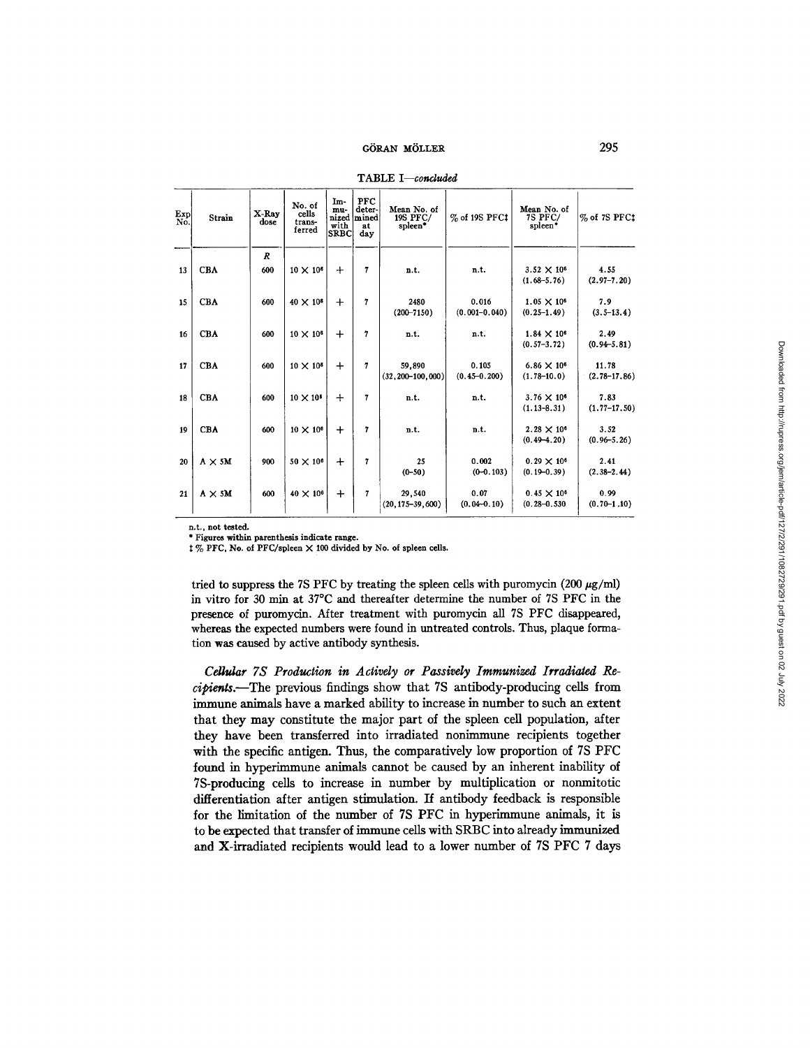TABLE I—*concluded*

| Exp No. | Strain | X-Ray dose | No. of cells transferred | Immunized with SRBC | PFC determined at day | Mean No. of 19S PFC/spleen* | % of 19S PFC‡ | Mean No. of 7S PFC/spleen* | % of 7S PFC‡ |
|---|---|---|---|---|---|---|---|---|---|
| | | *R* | | | | | | | |
| 13 | CBA | 600 | $10 \times 10^6$ | + | 7 | n.t. | n.t. | $3.52 \times 10^6$ (1.68–5.76) | 4.55 (2.97–7.20) |
| 15 | CBA | 600 | $40 \times 10^6$ | + | 7 | 2480 (200–7150) | 0.016 (0.001–0.040) | $1.05 \times 10^6$ (0.25–1.49) | 7.9 (3.5–13.4) |
| 16 | CBA | 600 | $10 \times 10^6$ | + | 7 | n.t. | n.t. | $1.84 \times 10^6$ (0.57–3.72) | 2.49 (0.94–5.81) |
| 17 | CBA | 600 | $10 \times 10^6$ | + | 7 | 59,890 (32,200–100,000) | 0.105 (0.45–0.200) | $6.86 \times 10^6$ (1.78–10.0) | 11.78 (2.78–17.86) |
| 18 | CBA | 600 | $10 \times 10^6$ | + | 7 | n.t. | n.t. | $3.76 \times 10^6$ (1.13–8.31) | 7.83 (1.77–17.50) |
| 19 | CBA | 600 | $10 \times 10^6$ | + | 7 | n.t. | n.t. | $2.28 \times 10^6$ (0.49–4.20) | 3.52 (0.96–5.26) |
| 20 | A × 5M | 900 | $50 \times 10^6$ | + | 7 | 25 (0–50) | 0.002 (0–0.103) | $0.29 \times 10^6$ (0.19–0.39) | 2.41 (2.38–2.44) |
| 21 | A × 5M | 600 | $40 \times 10^6$ | + | 7 | 29,540 (20,175–39,600) | 0.07 (0.04–0.10) | $0.45 \times 10^6$ (0.28–0.530) | 0.99 (0.70–1.10) |

n.t., not tested.

\* Figures within parenthesis indicate range.

‡ % PFC, No. of PFC/spleen × 100 divided by No. of spleen cells.

tried to suppress the 7S PFC by treating the spleen cells with puromycin (200 $\mu$g/ml) in vitro for 30 min at 37°C and thereafter determine the number of 7S PFC in the presence of puromycin. After treatment with puromycin all 7S PFC disappeared, whereas the expected numbers were found in untreated controls. Thus, plaque formation was caused by active antibody synthesis.

*Cellular 7S Production in Actively or Passively Immunized Irradiated Recipients.*—The previous findings show that 7S antibody-producing cells from immune animals have a marked ability to increase in number to such an extent that they may constitute the major part of the spleen cell population, after they have been transferred into irradiated nonimmune recipients together with the specific antigen. Thus, the comparatively low proportion of 7S PFC found in hyperimmune animals cannot be caused by an inherent inability of 7S-producing cells to increase in number by multiplication or nonmitotic differentiation after antigen stimulation. If antibody feedback is responsible for the limitation of the number of 7S PFC in hyperimmune animals, it is to be expected that transfer of immune cells with SRBC into already immunized and X-irradiated recipients would lead to a lower number of 7S PFC 7 days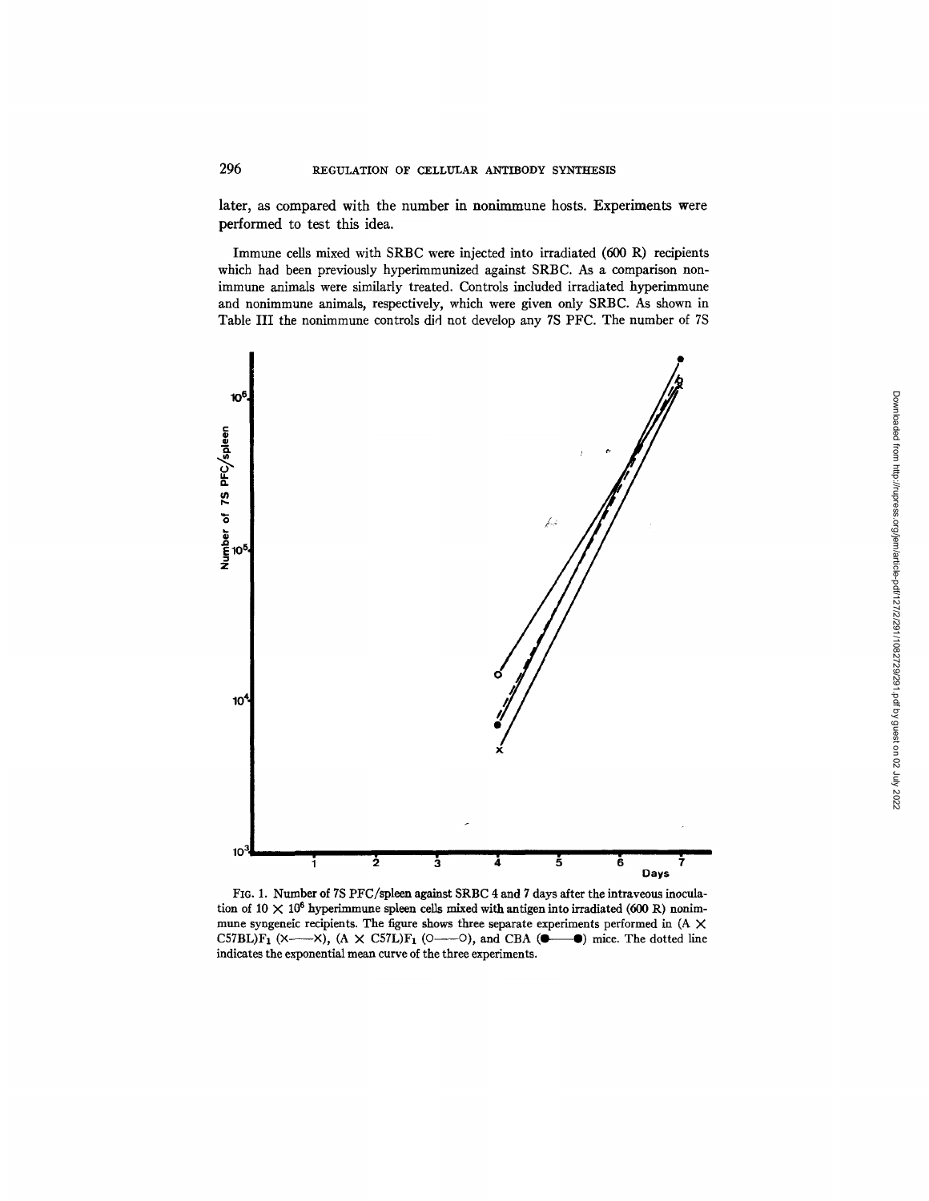later, as compared with the number in nonimmune hosts. Experiments were performed to test this idea.

Immune cells mixed with SRBC were injected into irradiated (600 R) recipients which had been previously hyperimmunized against SRBC. As a comparison nonimmune animals were similarly treated. Controls included irradiated hyperimmune and nonimmune animals, respectively, which were given only SRBC. As shown in Table III the nonimmune controls did not develop any 7S PFC. The number of 7S

FIG. 1. Number of 7S PFC/spleen against SRBC 4 and 7 days after the intraveous inoculation of $10 \times 10^6$ hyperimmune spleen cells mixed with antigen into irradiated (600 R) nonimmune syngeneic recipients. The figure shows three separate experiments performed in $(A \times C57BL)F_1$ (×——×), $(A \times C57L)F_1$ (○——○), and CBA (●——●) mice. The dotted line indicates the exponential mean curve of the three experiments.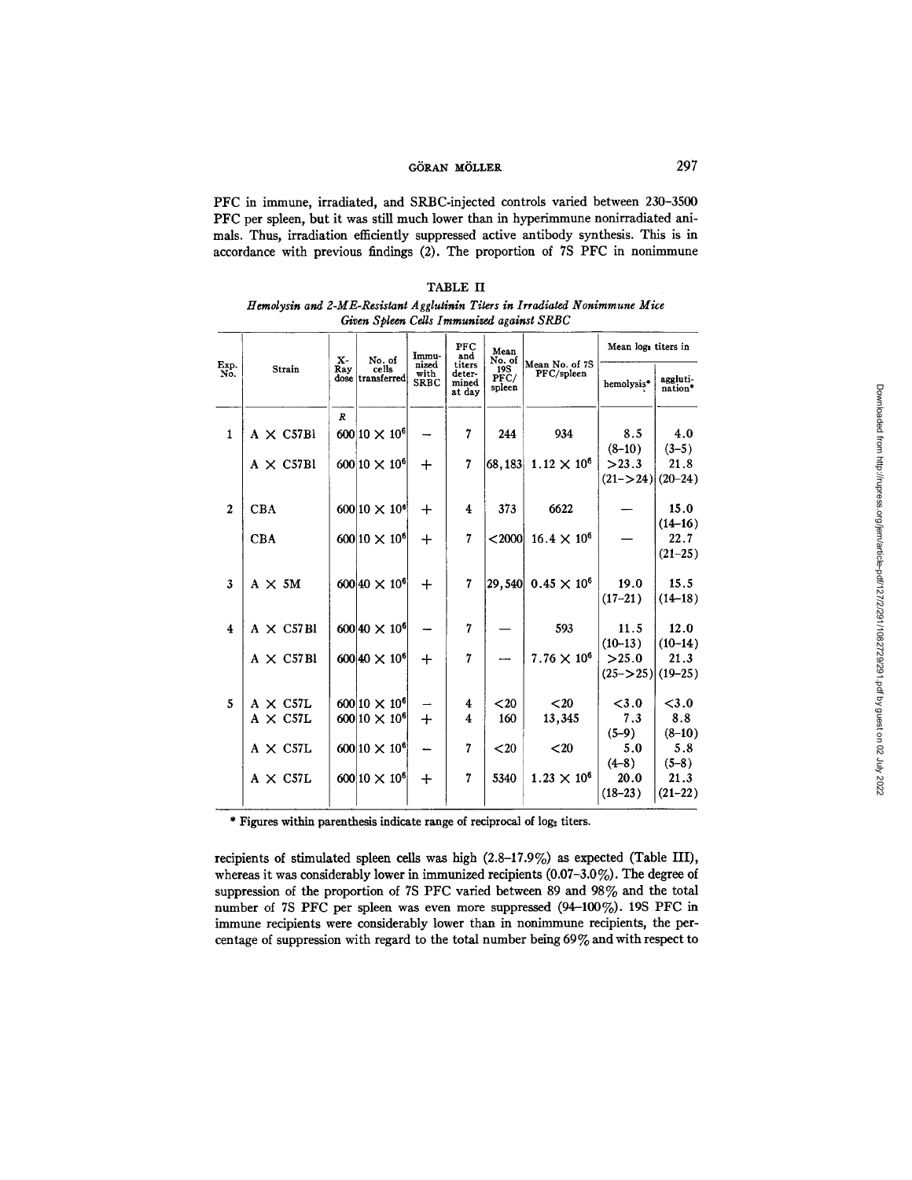PFC in immune, irradiated, and SRBC-injected controls varied between 230–3500 PFC per spleen, but it was still much lower than in hyperimmune nonirradiated animals. Thus, irradiation efficiently suppressed active antibody synthesis. This is in accordance with previous findings (2). The proportion of 7S PFC in nonimmune

TABLE II

*Hemolysin and 2-ME-Resistant Agglutinin Titers in Irradiated Nonimmune Mice Given Spleen Cells Immunized against SRBC*

| Exp. No. | Strain | X-Ray dose | No. of cells transferred | Immunized with SRBC | PFC and titers determined at day | Mean No. of 19S PFC/spleen | Mean No. of 7S PFC/spleen | Mean $\log_2$ titers in | |
|---|---|---|---|---|---|---|---|---|---|
| | | | | | | | | hemolysis* | agglutination* |
| | | *R* | | | | | | | |
| 1 | A × C57Bl | 600 | $10 \times 10^6$ | – | 7 | 244 | 934 | 8.5 (8–10) | 4.0 (3–5) |
| | A × C57Bl | 600 | $10 \times 10^6$ | + | 7 | 68,183 | $1.12 \times 10^6$ | >23.3 (21–>24) | 21.8 (20–24) |
| 2 | CBA | 600 | $10 \times 10^6$ | + | 4 | 373 | 6622 | — | 15.0 (14–16) |
| | CBA | 600 | $10 \times 10^6$ | + | 7 | <2000 | $16.4 \times 10^6$ | — | 22.7 (21–25) |
| 3 | A × 5M | 600 | $40 \times 10^6$ | + | 7 | 29,540 | $0.45 \times 10^6$ | 19.0 (17–21) | 15.5 (14–18) |
| 4 | A × C57Bl | 600 | $40 \times 10^6$ | – | 7 | — | 593 | 11.5 (10–13) | 12.0 (10–14) |
| | A × C57Bl | 600 | $40 \times 10^6$ | + | 7 | — | $7.76 \times 10^6$ | >25.0 (25–>25) | 21.3 (19–25) |
| 5 | A × C57L | 600 | $10 \times 10^6$ | – | 4 | <20 | <20 | <3.0 | <3.0 |
| | A × C57L | 600 | $10 \times 10^6$ | + | 4 | 160 | 13,345 | 7.3 (5–9) | 8.8 (8–10) |
| | A × C57L | 600 | $10 \times 10^6$ | – | 7 | <20 | <20 | 5.0 (4–8) | 5.8 (5–8) |
| | A × C57L | 600 | $10 \times 10^6$ | + | 7 | 5340 | $1.23 \times 10^6$ | 20.0 (18–23) | 21.3 (21–22) |

\* Figures within parenthesis indicate range of reciprocal of $\log_2$ titers.

recipients of stimulated spleen cells was high (2.8–17.9%) as expected (Table III), whereas it was considerably lower in immunized recipients (0.07–3.0%). The degree of suppression of the proportion of 7S PFC varied between 89 and 98% and the total number of 7S PFC per spleen was even more suppressed (94–100%). 19S PFC in immune recipients were considerably lower than in nonimmune recipients, the percentage of suppression with regard to the total number being 69% and with respect to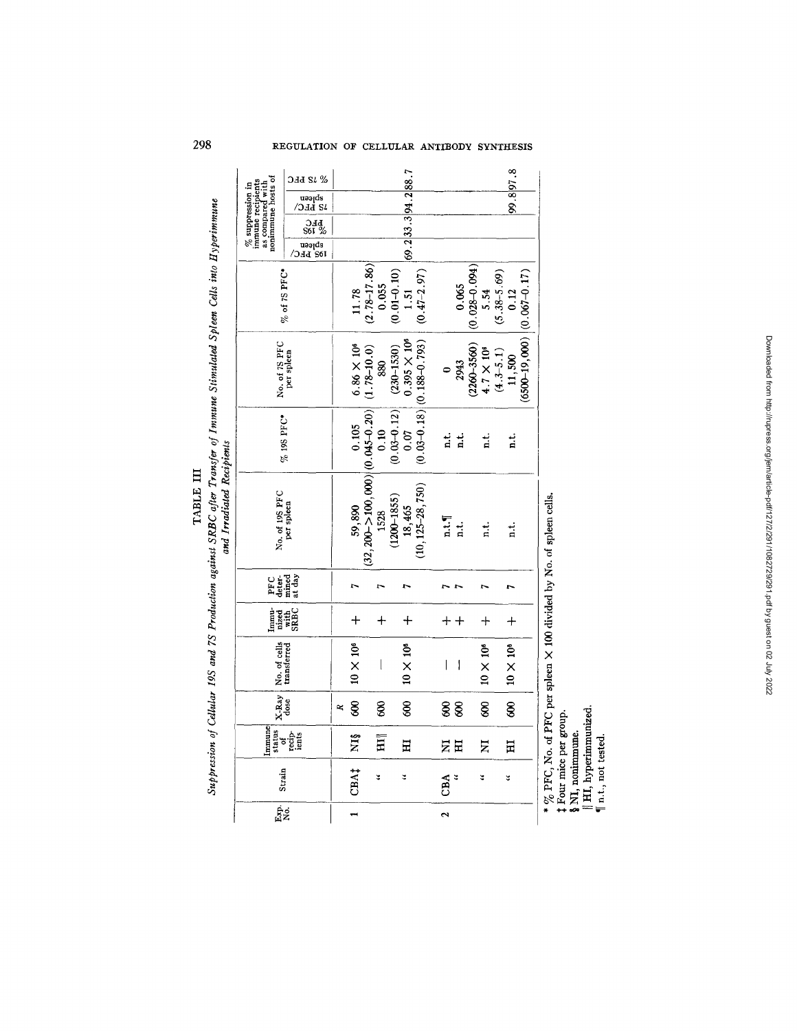TABLE III

*Suppression of Cellular 19S and 7S Production against SRBC after Transfer of Immune Stimulated Spleen Cells into Hyperimmune and Irradiated Recipients*

| Exp. No. | Strain | Immune status of recipients | X-Ray dose | No. of cells transferred | Immunized with SRBC | PFC determined at day | No. of 19S PFC per spleen | % 19S PFC* | No. of 7S PFC per spleen | % of 7S PFC* | % suppression in immune recipients as compared with nonimmune hosts of | | | |
|---|---|---|---|---|---|---|---|---|---|---|---|---|---|---|
| | | | | | | | | | | | 19S PFC/spleen | % 19S PFC | 7S PFC/spleen | % 7S PFC |
| | | | *R* | | | | | | | | | | | |
| 1 | CBA‡ | NI§ | 600 | $10 \times 10^6$ | + | 7 | 59,890 (32,200–>100,000) | 0.105 (0.045–0.20) | $6.86 \times 10^6$ (1.78–10.0) | 11.78 (2.78–17.86) | | | | |
| | " | HI‖ | 600 | — | + | 7 | 1528 (1200–1855) | 0.10 (0.03–0.12) | 880 (230–1530) | 0.055 (0.01–0.10) | | | | |
| | " | HI | 600 | $10 \times 10^6$ | + | 7 | 18,465 (10,125–28,750) | 0.07 (0.03–0.18) | $0.395 \times 10^6$ (0.188–0.793) | 1.51 (0.47–2.97) | 69.2 | 33.3 | 94.2 | 88.7 |
| 2 | CBA | NI | 600 | — | + | 7 | n.t.¶ | n.t. | 0 | | | | | |
| | " | HI | 600 | — | + | 7 | n.t. | n.t. | 2943 (2260–3560) | 0.065 (0.028–0.094) | | | | |
| | " | NI | 600 | $10 \times 10^6$ | + | 7 | n.t. | n.t. | $4.7 \times 10^6$ (4.3–5.1) | 5.54 (5.38–5.69) | | | | |
| | " | HI | 600 | $10 \times 10^6$ | + | 7 | n.t. | n.t. | 11,500 (6500–19,000) | 0.12 (0.067–0.17) | | | 99.8 | 97.8 |

\* % PFC, No. of PFC per spleen × 100 divided by No. of spleen cells.
‡ Four mice per group.
§ NI, nonimmune.
‖ HI, hyperimmunized.
¶ n.t., not tested.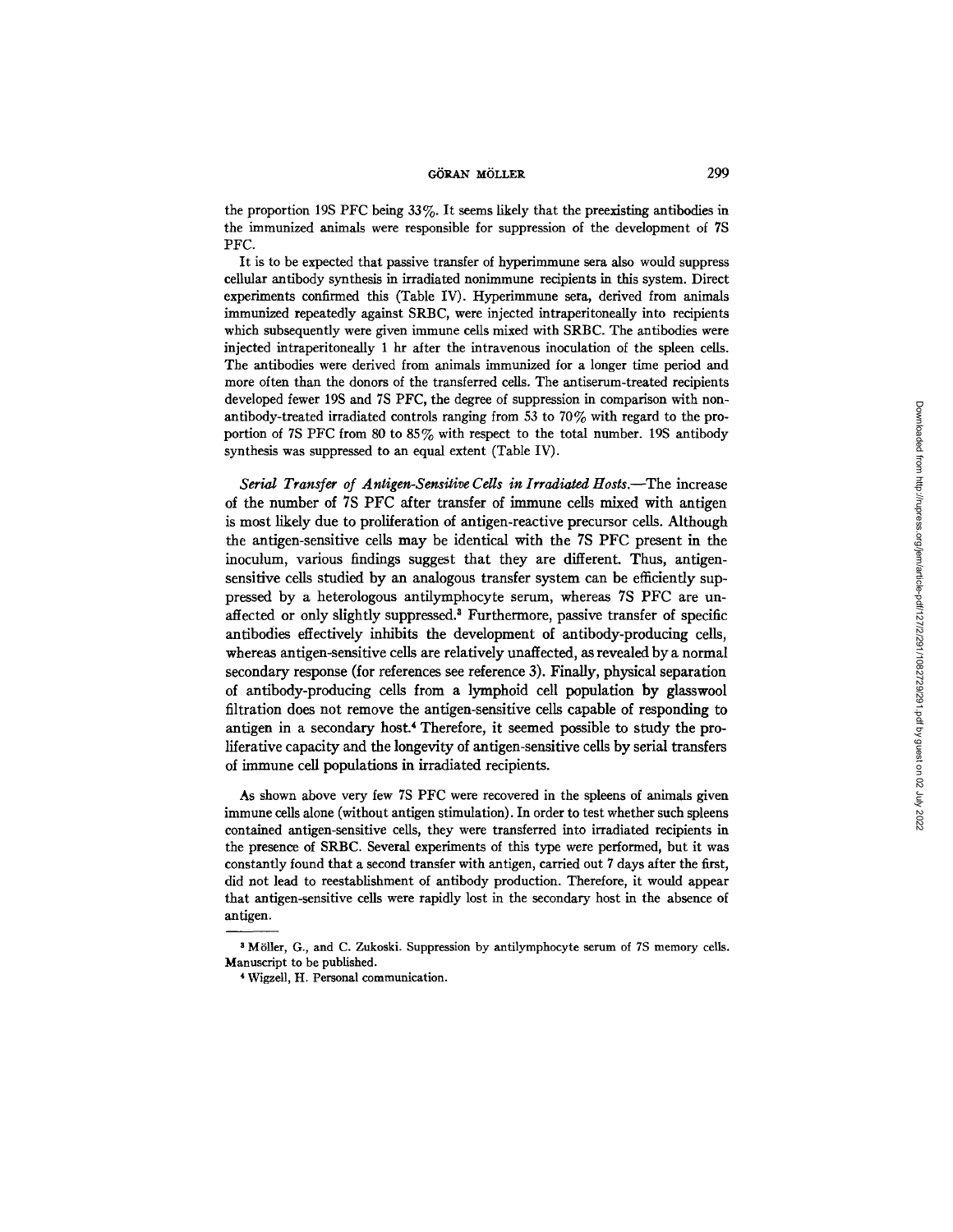the proportion 19S PFC being 33%. It seems likely that the preexisting antibodies in the immunized animals were responsible for suppression of the development of 7S PFC.

It is to be expected that passive transfer of hyperimmune sera also would suppress cellular antibody synthesis in irradiated nonimmune recipients in this system. Direct experiments confirmed this (Table IV). Hyperimmune sera, derived from animals immunized repeatedly against SRBC, were injected intraperitoneally into recipients which subsequently were given immune cells mixed with SRBC. The antibodies were injected intraperitoneally 1 hr after the intravenous inoculation of the spleen cells. The antibodies were derived from animals immunized for a longer time period and more often than the donors of the transferred cells. The antiserum-treated recipients developed fewer 19S and 7S PFC, the degree of suppression in comparison with non-antibody-treated irradiated controls ranging from 53 to 70% with regard to the proportion of 7S PFC from 80 to 85% with respect to the total number. 19S antibody synthesis was suppressed to an equal extent (Table IV).

*Serial Transfer of Antigen-Sensitive Cells in Irradiated Hosts.*—The increase of the number of 7S PFC after transfer of immune cells mixed with antigen is most likely due to proliferation of antigen-reactive precursor cells. Although the antigen-sensitive cells may be identical with the 7S PFC present in the inoculum, various findings suggest that they are different. Thus, antigen-sensitive cells studied by an analogous transfer system can be efficiently suppressed by a heterologous antilymphocyte serum, whereas 7S PFC are unaffected or only slightly suppressed.[3] Furthermore, passive transfer of specific antibodies effectively inhibits the development of antibody-producing cells, whereas antigen-sensitive cells are relatively unaffected, as revealed by a normal secondary response (for references see reference 3). Finally, physical separation of antibody-producing cells from a lymphoid cell population by glasswool filtration does not remove the antigen-sensitive cells capable of responding to antigen in a secondary host.[4] Therefore, it seemed possible to study the proliferative capacity and the longevity of antigen-sensitive cells by serial transfers of immune cell populations in irradiated recipients.

As shown above very few 7S PFC were recovered in the spleens of animals given immune cells alone (without antigen stimulation). In order to test whether such spleens contained antigen-sensitive cells, they were transferred into irradiated recipients in the presence of SRBC. Several experiments of this type were performed, but it was constantly found that a second transfer with antigen, carried out 7 days after the first, did not lead to reestablishment of antibody production. Therefore, it would appear that antigen-sensitive cells were rapidly lost in the secondary host in the absence of antigen.

---

[3] Möller, G., and C. Zukoski. Suppression by antilymphocyte serum of 7S memory cells. Manuscript to be published.

[4] Wigzell, H. Personal communication.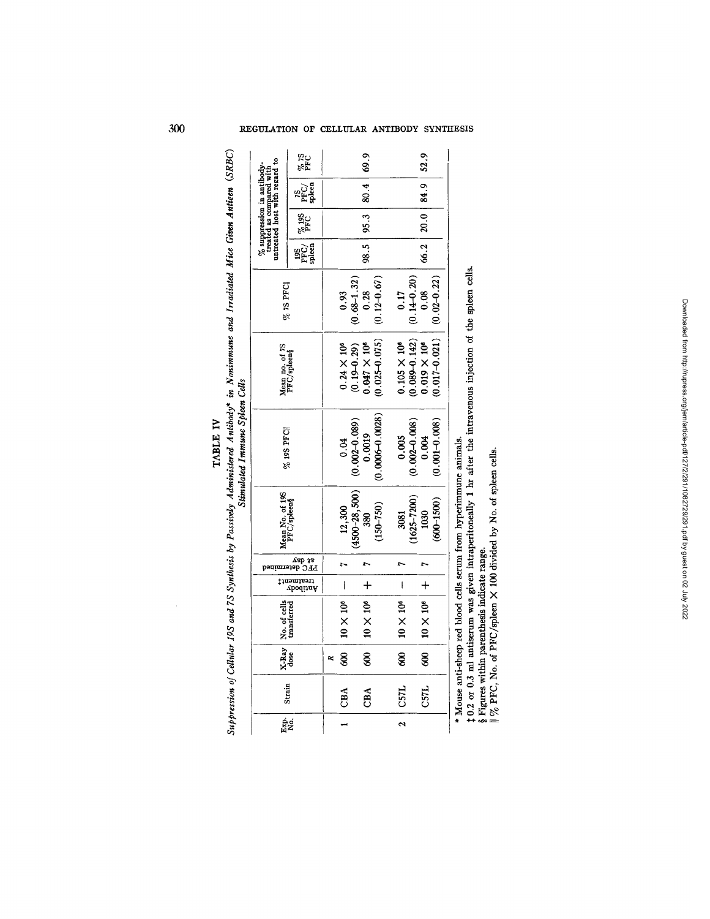## TABLE IV

*Suppression of Cellular 19S and 7S Synthesis by Passively Administered Antibody\* in Nonimmune and Irradiated Mice Given Antigen (SRBC) Stimulated Immune Spleen Cells*

| Exp. No. | Strain | X-Ray dose | No. of cells transferred | Antibody treatment‡ | PFC determined at day | Mean No. of 19S PFC/spleen§ | % 19S PFC‖ | Mean no. of 7S PFC/spleen§ | % 7S PFC‖ | % suppression in antibody-treated host as compared with untreated host with regard to | | | |
|---|---|---|---|---|---|---|---|---|---|---|---|---|---|
| | | | | | | | | | | 19S PFC/spleen | % 19S PFC | 7S PFC/spleen | % 7S PFC |
| | | *R* | | | | | | | | | | | |
| 1 | CBA | 600 | $10 \times 10^6$ | — | 7 | 12,300 (4500–28,500) | 0.04 (0.002–0.089) | $0.24 \times 10^6$ (0.19–0.29) | 0.93 (0.68–1.32) | | | | |
| | CBA | 600 | $10 \times 10^6$ | + | 7 | 380 (150–750) | 0.0019 (0.0006–0.0028) | $0.047 \times 10^6$ (0.025–0.075) | 0.28 (0.12–0.67) | 98.5 | 95.3 | 80.4 | 69.9 |
| 2 | C57L | 600 | $10 \times 10^6$ | — | 7 | 3081 (1625–7200) | 0.005 (0.002–0.008) | $0.105 \times 10^6$ (0.089–0.142) | 0.17 (0.14–0.20) | | | | |
| | C57L | 600 | $10 \times 10^6$ | + | 7 | 1030 (600–1500) | 0.004 (0.001–0.008) | $0.019 \times 10^6$ (0.017–0.021) | 0.08 (0.02–0.22) | 66.2 | 20.0 | 84.9 | 52.9 |

\* Mouse anti-sheep red blood cells serum from hyperimmune animals.

‡ 0.2 or 0.3 ml antiserum was given intraperitoneally 1 hr after the intravenous injection of the spleen cells.

§ Figures within parenthesis indicate range.

‖ % PFC, No. of PFC/spleen × 100 divided by No. of spleen cells.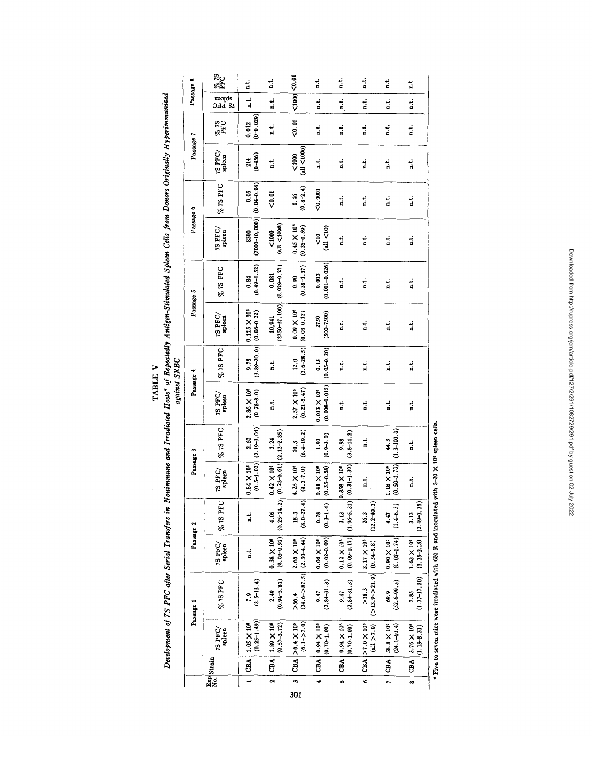# TABLE V

*Development of 7S PFC after Serial Transfers in Nonimmune and Irradiated Hosts\* of Repeatedly Antigen-Stimulated Spleen Cells from Donors Originally Hyperimmunized against SRBC*

| Exp No. | Strain | Passage 1 7S PFC/spleen | Passage 1 % 7S PFC | Passage 2 7S PFC/spleen | Passage 2 % 7S PFC | Passage 3 7S PFC/spleen | Passage 3 % 7S PFC | Passage 4 7S PFC/spleen | Passage 4 % 7S PFC | Passage 5 7S PFC/spleen | Passage 5 % 7S PFC | Passage 6 7S PFC/spleen | Passage 6 % 7S PFC | Passage 7 7S PFC/spleen | Passage 7 % 7S PFC | Passage 8 7S PFC spleen | Passage 8 % 7S PFC |
|---|---|---|---|---|---|---|---|---|---|---|---|---|---|---|---|---|---|
| 1 | CBA | $1.05 \times 10^6$ (0.25–1.49) | 7.9 (3.5–13.4) | n.t. | n.t. | $0.84 \times 10^6$ (0.5–1.02) | 2.60 (2.19–3.04) | $2.86 \times 10^6$ (0.78–8.0) | 9.75 (3.89–20.0) | $0.115 \times 10^6$ (0.06–0.22) | 0.84 (0.49–1.52) | 8300 (7000–10,000) | 0.05 (0.04–0.06) | 214 (0–456) | 0.012 (0–0.029) | n.t. | n.t. |
| 2 | CBA | $1.89 \times 10^6$ (0.57–3.72) | 2.49 (0.94–5.81) | $0.38 \times 10^6$ (0.03–0.91) | 4.05 (0.25–14.2) | $0.42 \times 10^6$ (0.23–0.61) | 2.24 (2.12–2.35) | n.t. | n.t. | 10,941 (2250–37,100) | 0.081 (0.029–0.27) | <1000 (all <1000) | <0.01 | n.t. | n.t. | n.t. | n.t. |
| 3 | CBA | $>6.4 \times 10^6$ (6.1–>7.0) | >56.4 (34.6–>87.5) | $2.65 \times 10^6$ (2.30–4.44) | 18.3 (8.0–27.4) | $4.23 \times 10^6$ (4.3–7.0) | 10.3 (6.4–19.2) | $2.57 \times 10^6$ (0.21–5.47) | 12.0 (3.6–28.5) | $0.09 \times 10^6$ (0.03–0.12) | 0.90 (0.38–1.37) | $0.45 \times 10^6$ (0.35–0.59) | 1.46 (0.8–2.4) | <1000 (all <1000) | <0.01 | <1000 | <0.01 |
| 4 | CBA | $0.94 \times 10^6$ (0.70–1.00) | 9.47 (2.84–31.3) | $0.06 \times 10^6$ (0.02–0.09) | 0.78 (0.3–1.4) | $0.41 \times 10^6$ (0.33–0.58) | 1.93 (0.9–3.0) | $0.013 \times 10^6$ (0.008–0.015) | 0.13 (0.05–0.20) | 2750 (500–7500) | 0.013 (0.001–0.026) | <10 (all <10) | <0.0001 | n.t. | n.t. | n.t. | n.t. |
| 5 | CBA | $0.94 \times 10^6$ (0.70–1.00) | 9.47 (2.84–31.3) | $0.12 \times 10^6$ (0.09–0.17) | 3.13 (1.96–5.31) | $0.858 \times 10^6$ (0.31–1.39) | 9.98 (3.8–14.2) | n.t. | n.t. | n.t. | n.t. | n.t. | n.t. | n.t. | n.t. | n.t. | n.t. |
| 6 | CBA | $>7.0 \times 10^6$ (all >7.0) | >18.5 (>13.9–>21.9) | $3.17 \times 10^6$ (0.54–5.8) | 26.3 (12.2–40.3) | n.t. | n.t. | n.t. | n.t. | n.t. | n.t. | n.t. | n.t. | n.t. | n.t. | n.t. | n.t. |
| 7 | CBA | $38.8 \times 10^6$ (24.1–60.4) | 69.9 (52.6–99.3) | $0.90 \times 10^6$ (0.02–1.74) | 4.47 (1.4–6.5) | $1.18 \times 10^6$ (0.50–1.70) | 44.3 (1.3–100.0) | n.t. | n.t. | n.t. | n.t. | n.t. | n.t. | n.t. | n.t. | n.t. | n.t. |
| 8 | CBA | $3.76 \times 10^6$ (1.13–8.31) | 7.85 (1.77–17.50) | $1.63 \times 10^6$ (1.35–2.13) | 3.13 (2.49–3.35) | n.t. | n.t. | n.t. | n.t. | n.t. | n.t. | n.t. | n.t. | n.t. | n.t. | n.t. | n.t. |

\* Five to seven mice were irradiated with 600 R and inoculated with $5\text{–}20 \times 10^6$ spleen cells.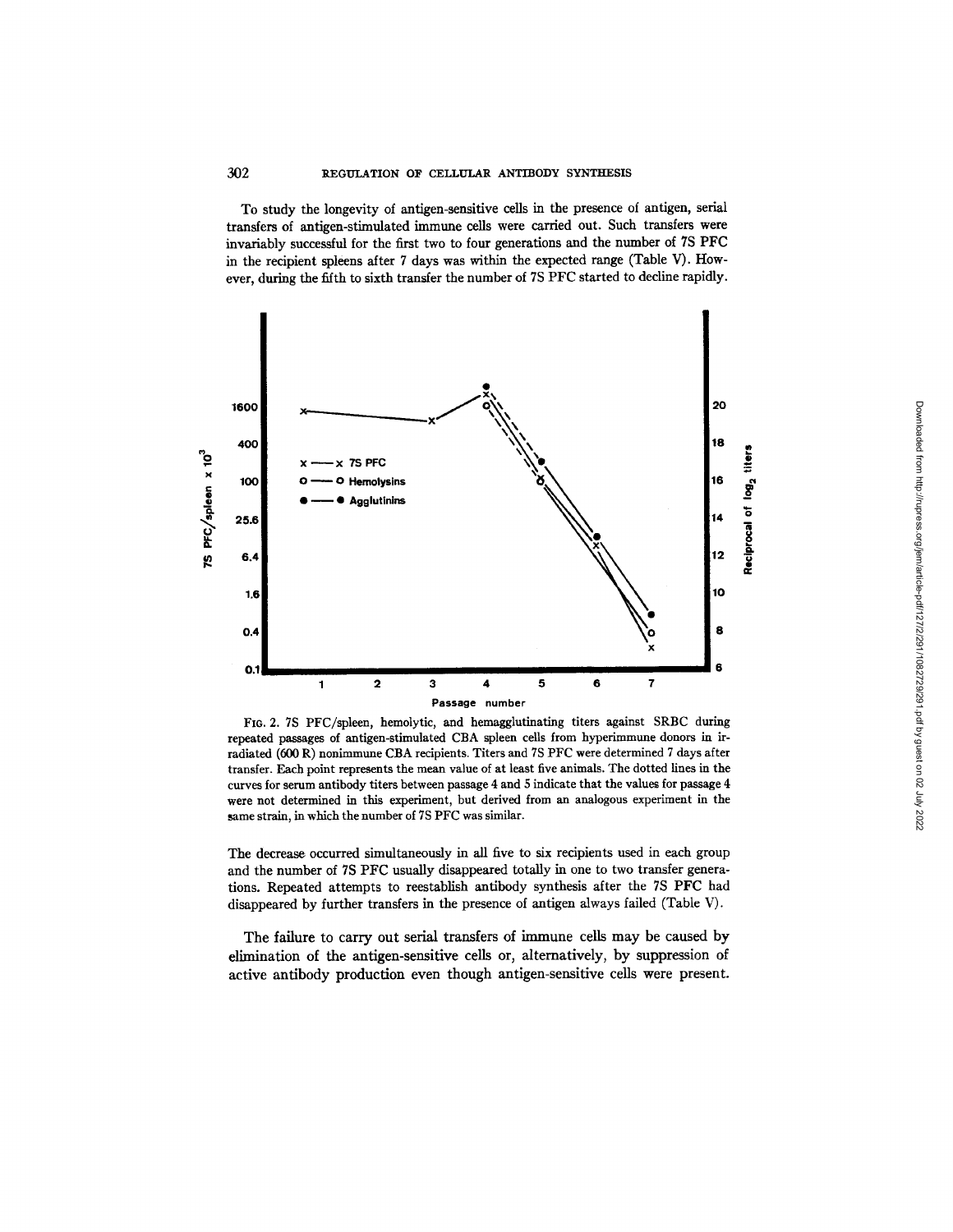To study the longevity of antigen-sensitive cells in the presence of antigen, serial transfers of antigen-stimulated immune cells were carried out. Such transfers were invariably successful for the first two to four generations and the number of 7S PFC in the recipient spleens after 7 days was within the expected range (Table V). However, during the fifth to sixth transfer the number of 7S PFC started to decline rapidly.

FIG. 2. 7S PFC/spleen, hemolytic, and hemagglutinating titers against SRBC during repeated passages of antigen-stimulated CBA spleen cells from hyperimmune donors in irradiated (600 R) nonimmune CBA recipients. Titers and 7S PFC were determined 7 days after transfer. Each point represents the mean value of at least five animals. The dotted lines in the curves for serum antibody titers between passage 4 and 5 indicate that the values for passage 4 were not determined in this experiment, but derived from an analogous experiment in the same strain, in which the number of 7S PFC was similar.

The decrease occurred simultaneously in all five to six recipients used in each group and the number of 7S PFC usually disappeared totally in one to two transfer generations. Repeated attempts to reestablish antibody synthesis after the 7S PFC had disappeared by further transfers in the presence of antigen always failed (Table V).

The failure to carry out serial transfers of immune cells may be caused by elimination of the antigen-sensitive cells or, alternatively, by suppression of active antibody production even though antigen-sensitive cells were present.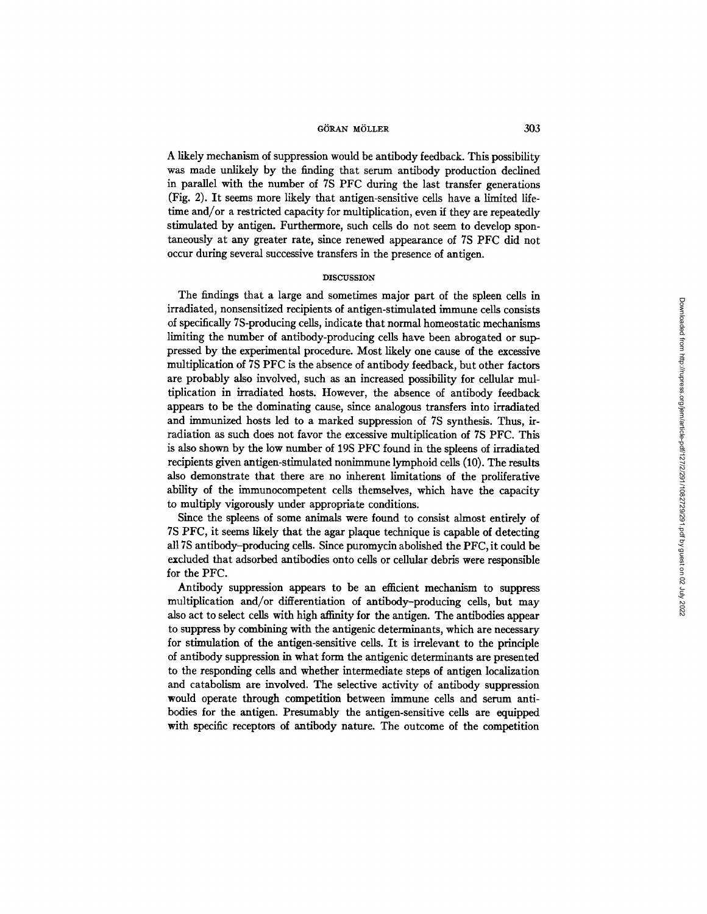A likely mechanism of suppression would be antibody feedback. This possibility was made unlikely by the finding that serum antibody production declined in parallel with the number of 7S PFC during the last transfer generations (Fig. 2). It seems more likely that antigen-sensitive cells have a limited lifetime and/or a restricted capacity for multiplication, even if they are repeatedly stimulated by antigen. Furthermore, such cells do not seem to develop spontaneously at any greater rate, since renewed appearance of 7S PFC did not occur during several successive transfers in the presence of antigen.

## DISCUSSION

The findings that a large and sometimes major part of the spleen cells in irradiated, nonsensitized recipients of antigen-stimulated immune cells consists of specifically 7S-producing cells, indicate that normal homeostatic mechanisms limiting the number of antibody-producing cells have been abrogated or suppressed by the experimental procedure. Most likely one cause of the excessive multiplication of 7S PFC is the absence of antibody feedback, but other factors are probably also involved, such as an increased possibility for cellular multiplication in irradiated hosts. However, the absence of antibody feedback appears to be the dominating cause, since analogous transfers into irradiated and immunized hosts led to a marked suppression of 7S synthesis. Thus, irradiation as such does not favor the excessive multiplication of 7S PFC. This is also shown by the low number of 19S PFC found in the spleens of irradiated recipients given antigen-stimulated nonimmune lymphoid cells (10). The results also demonstrate that there are no inherent limitations of the proliferative ability of the immunocompetent cells themselves, which have the capacity to multiply vigorously under appropriate conditions.

Since the spleens of some animals were found to consist almost entirely of 7S PFC, it seems likely that the agar plaque technique is capable of detecting all 7S antibody–producing cells. Since puromycin abolished the PFC, it could be excluded that adsorbed antibodies onto cells or cellular debris were responsible for the PFC.

Antibody suppression appears to be an efficient mechanism to suppress multiplication and/or differentiation of antibody–producing cells, but may also act to select cells with high affinity for the antigen. The antibodies appear to suppress by combining with the antigenic determinants, which are necessary for stimulation of the antigen-sensitive cells. It is irrelevant to the principle of antibody suppression in what form the antigenic determinants are presented to the responding cells and whether intermediate steps of antigen localization and catabolism are involved. The selective activity of antibody suppression would operate through competition between immune cells and serum antibodies for the antigen. Presumably the antigen-sensitive cells are equipped with specific receptors of antibody nature. The outcome of the competition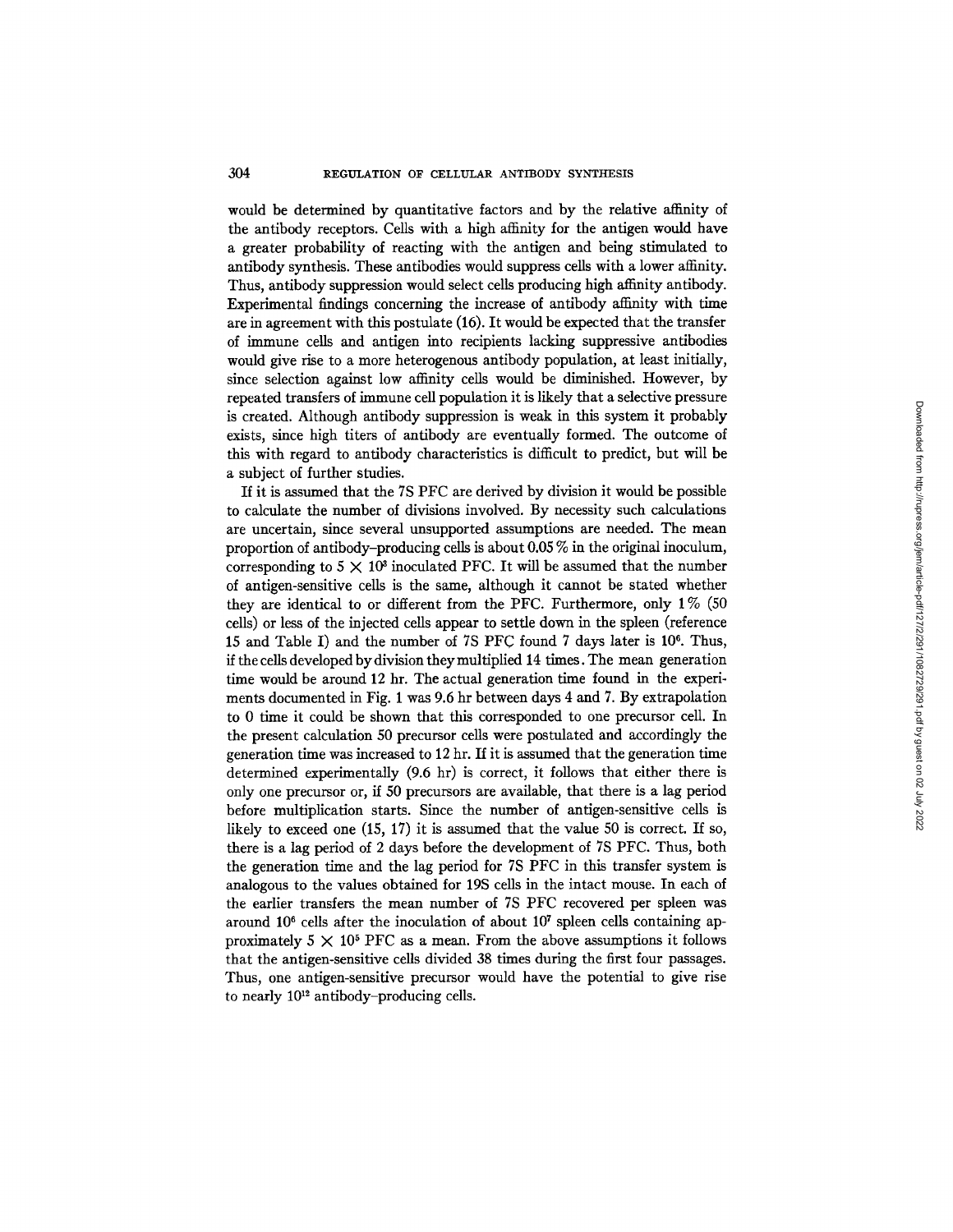would be determined by quantitative factors and by the relative affinity of the antibody receptors. Cells with a high affinity for the antigen would have a greater probability of reacting with the antigen and being stimulated to antibody synthesis. These antibodies would suppress cells with a lower affinity. Thus, antibody suppression would select cells producing high affinity antibody. Experimental findings concerning the increase of antibody affinity with time are in agreement with this postulate (16). It would be expected that the transfer of immune cells and antigen into recipients lacking suppressive antibodies would give rise to a more heterogenous antibody population, at least initially, since selection against low affinity cells would be diminished. However, by repeated transfers of immune cell population it is likely that a selective pressure is created. Although antibody suppression is weak in this system it probably exists, since high titers of antibody are eventually formed. The outcome of this with regard to antibody characteristics is difficult to predict, but will be a subject of further studies.

If it is assumed that the 7S PFC are derived by division it would be possible to calculate the number of divisions involved. By necessity such calculations are uncertain, since several unsupported assumptions are needed. The mean proportion of antibody-producing cells is about 0.05% in the original inoculum, corresponding to $5 \times 10^3$ inoculated PFC. It will be assumed that the number of antigen-sensitive cells is the same, although it cannot be stated whether they are identical to or different from the PFC. Furthermore, only 1% (50 cells) or less of the injected cells appear to settle down in the spleen (reference 15 and Table I) and the number of 7S PFC found 7 days later is $10^6$. Thus, if the cells developed by division they multiplied 14 times. The mean generation time would be around 12 hr. The actual generation time found in the experiments documented in Fig. 1 was 9.6 hr between days 4 and 7. By extrapolation to 0 time it could be shown that this corresponded to one precursor cell. In the present calculation 50 precursor cells were postulated and accordingly the generation time was increased to 12 hr. If it is assumed that the generation time determined experimentally (9.6 hr) is correct, it follows that either there is only one precursor or, if 50 precursors are available, that there is a lag period before multiplication starts. Since the number of antigen-sensitive cells is likely to exceed one (15, 17) it is assumed that the value 50 is correct. If so, there is a lag period of 2 days before the development of 7S PFC. Thus, both the generation time and the lag period for 7S PFC in this transfer system is analogous to the values obtained for 19S cells in the intact mouse. In each of the earlier transfers the mean number of 7S PFC recovered per spleen was around $10^6$ cells after the inoculation of about $10^7$ spleen cells containing approximately $5 \times 10^5$ PFC as a mean. From the above assumptions it follows that the antigen-sensitive cells divided 38 times during the first four passages. Thus, one antigen-sensitive precursor would have the potential to give rise to nearly $10^{12}$ antibody-producing cells.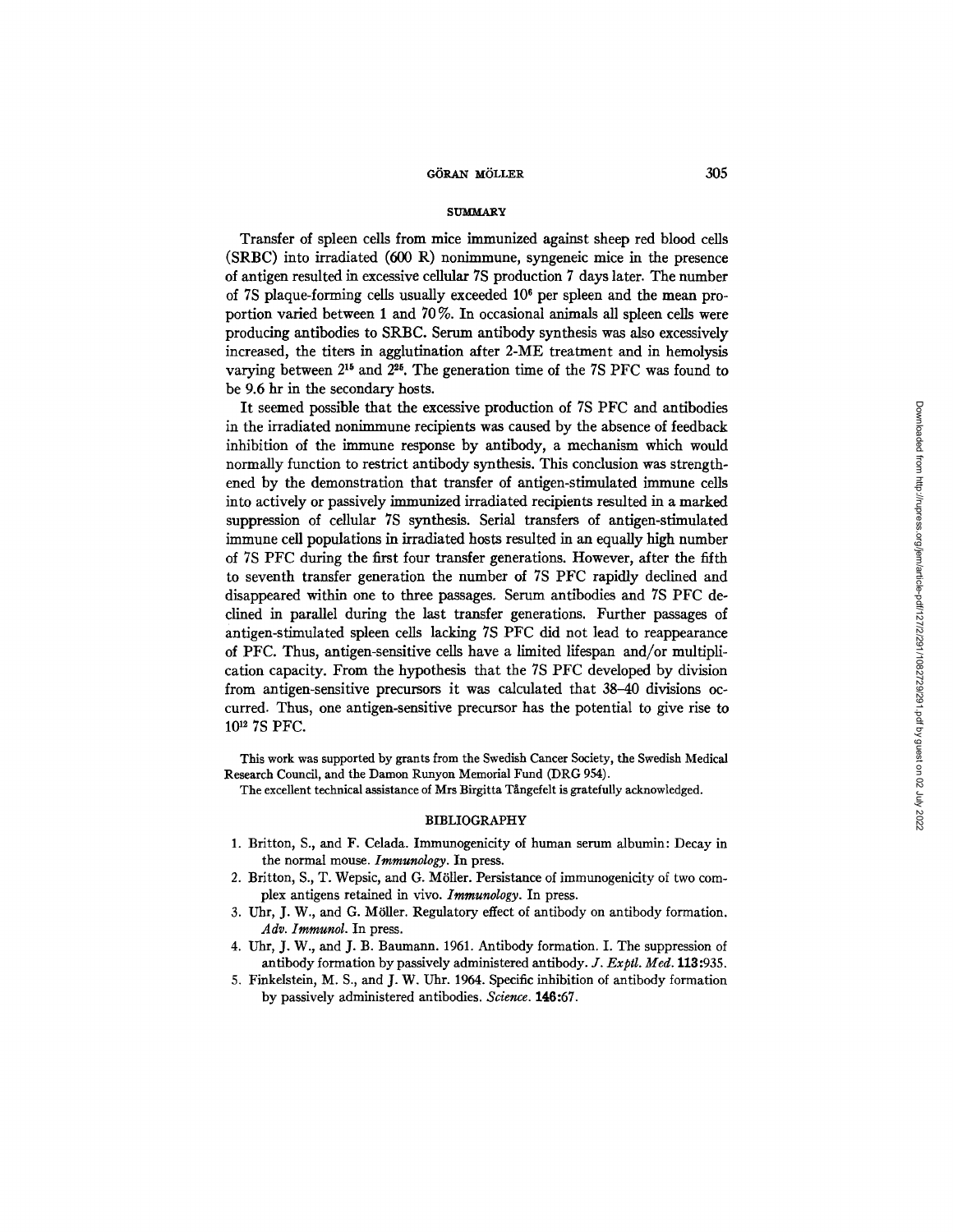## SUMMARY

Transfer of spleen cells from mice immunized against sheep red blood cells (SRBC) into irradiated (600 R) nonimmune, syngeneic mice in the presence of antigen resulted in excessive cellular 7S production 7 days later. The number of 7S plaque-forming cells usually exceeded $10^6$ per spleen and the mean proportion varied between 1 and 70%. In occasional animals all spleen cells were producing antibodies to SRBC. Serum antibody synthesis was also excessively increased, the titers in agglutination after 2-ME treatment and in hemolysis varying between $2^{15}$ and $2^{26}$. The generation time of the 7S PFC was found to be 9.6 hr in the secondary hosts.

It seemed possible that the excessive production of 7S PFC and antibodies in the irradiated nonimmune recipients was caused by the absence of feedback inhibition of the immune response by antibody, a mechanism which would normally function to restrict antibody synthesis. This conclusion was strengthened by the demonstration that transfer of antigen-stimulated immune cells into actively or passively immunized irradiated recipients resulted in a marked suppression of cellular 7S synthesis. Serial transfers of antigen-stimulated immune cell populations in irradiated hosts resulted in an equally high number of 7S PFC during the first four transfer generations. However, after the fifth to seventh transfer generation the number of 7S PFC rapidly declined and disappeared within one to three passages. Serum antibodies and 7S PFC declined in parallel during the last transfer generations. Further passages of antigen-stimulated spleen cells lacking 7S PFC did not lead to reappearance of PFC. Thus, antigen-sensitive cells have a limited lifespan and/or multiplication capacity. From the hypothesis that the 7S PFC developed by division from antigen-sensitive precursors it was calculated that 38–40 divisions occurred. Thus, one antigen-sensitive precursor has the potential to give rise to $10^{12}$ 7S PFC.

This work was supported by grants from the Swedish Cancer Society, the Swedish Medical Research Council, and the Damon Runyon Memorial Fund (DRG 954).

The excellent technical assistance of Mrs Birgitta Tångefelt is gratefully acknowledged.

## BIBLIOGRAPHY

1. Britton, S., and F. Celada. Immunogenicity of human serum albumin: Decay in the normal mouse. *Immunology*. In press.
2. Britton, S., T. Wepsic, and G. Möller. Persistance of immunogenicity of two complex antigens retained in vivo. *Immunology*. In press.
3. Uhr, J. W., and G. Möller. Regulatory effect of antibody on antibody formation. *Adv. Immunol.* In press.
4. Uhr, J. W., and J. B. Baumann. 1961. Antibody formation. I. The suppression of antibody formation by passively administered antibody. *J. Exptl. Med.* **113**:935.
5. Finkelstein, M. S., and J. W. Uhr. 1964. Specific inhibition of antibody formation by passively administered antibodies. *Science*. **146**:67.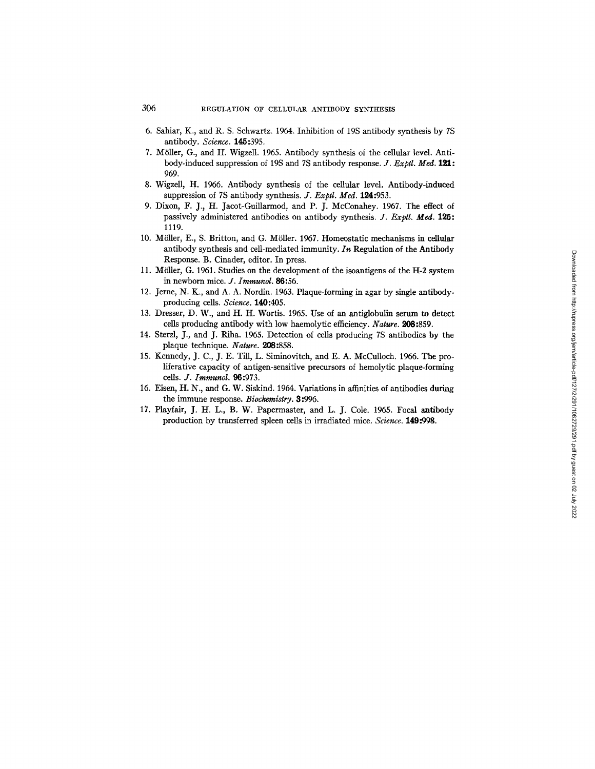6. Sahiar, K., and R. S. Schwartz. 1964. Inhibition of 19S antibody synthesis by 7S antibody. *Science.* **145**:395.
7. Möller, G., and H. Wigzell. 1965. Antibody synthesis of the cellular level. Antibody-induced suppression of 19S and 7S antibody response. *J. Exptl. Med.* **121**: 969.
8. Wigzell, H. 1966. Antibody synthesis of the cellular level. Antibody-induced suppression of 7S antibody synthesis. *J. Exptl. Med.* **124**:953.
9. Dixon, F. J., H. Jacot-Guillarmod, and P. J. McConahey. 1967. The effect of passively administered antibodies on antibody synthesis. *J. Exptl. Med.* **125**: 1119.
10. Möller, E., S. Britton, and G. Möller. 1967. Homeostatic mechanisms in cellular antibody synthesis and cell-mediated immunity. *In* Regulation of the Antibody Response. B. Cinader, editor. In press.
11. Möller, G. 1961. Studies on the development of the isoantigens of the H-2 system in newborn mice. *J. Immunol.* **86**:56.
12. Jerne, N. K., and A. A. Nordin. 1963. Plaque-forming in agar by single antibody-producing cells. *Science.* **140**:405.
13. Dresser, D. W., and H. H. Wortis. 1965. Use of an antiglobulin serum to detect cells producing antibody with low haemolytic efficiency. *Nature.* **208**:859.
14. Sterzl, J., and J. Riha. 1965. Detection of cells producing 7S antibodies by the plaque technique. *Nature.* **208**:858.
15. Kennedy, J. C., J. E. Till, L. Siminovitch, and E. A. McCulloch. 1966. The proliferative capacity of antigen-sensitive precursors of hemolytic plaque-forming cells. *J. Immunol.* **96**:973.
16. Eisen, H. N., and G. W. Siskind. 1964. Variations in affinities of antibodies during the immune response. *Biochemistry.* **3**:996.
17. Playfair, J. H. L., B. W. Papermaster, and L. J. Cole. 1965. Focal antibody production by transferred spleen cells in irradiated mice. *Science.* **149**:998.